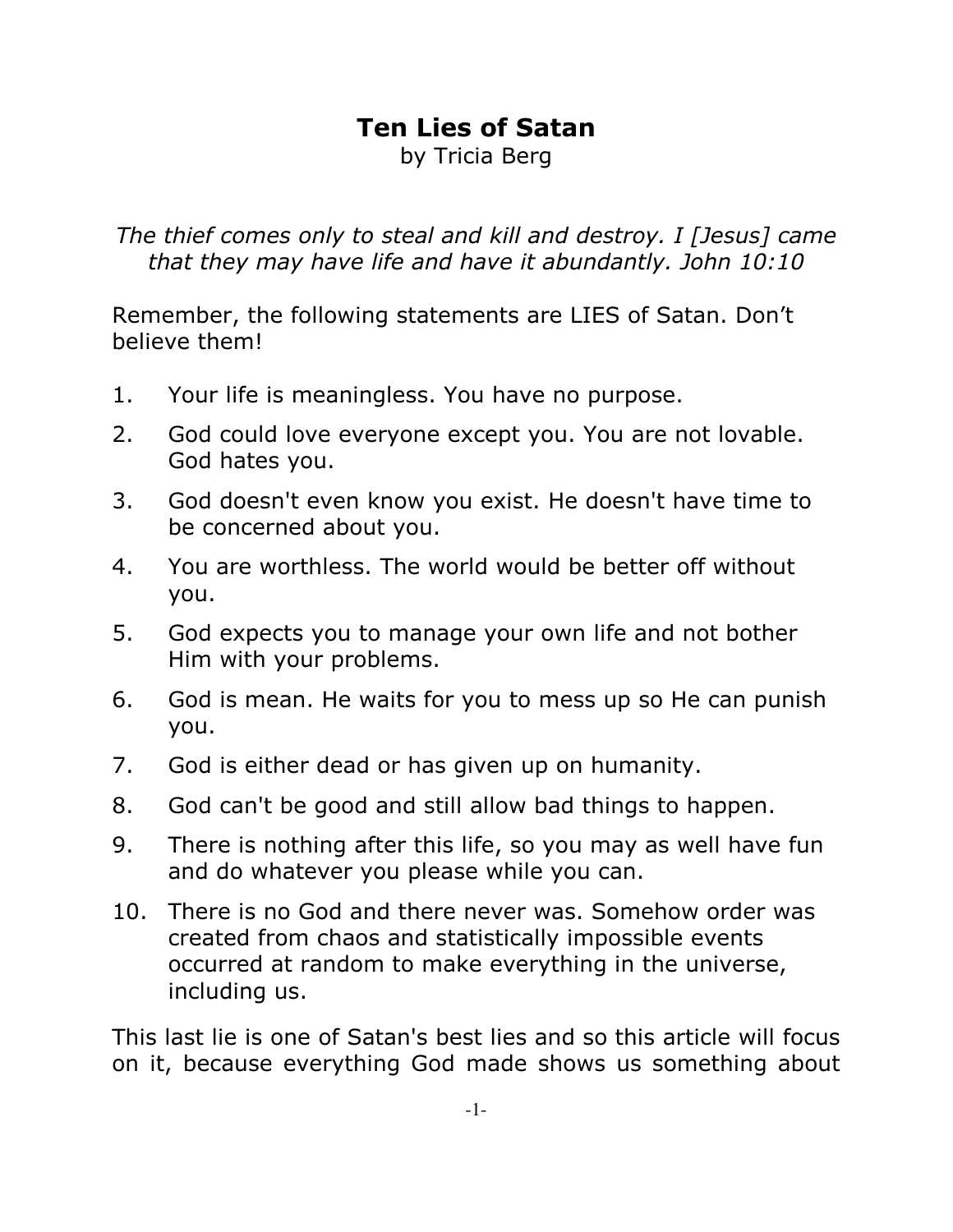# Ten Lies of Satan

by Tricia Berg

*The thief comes only to steal and kill and destroy. I [Jesus] came that they may have life and have it abundantly. John 10:10*

Remember, the following statements are LIES of Satan. Don't believe them!

1. Your life is meaningless. You have no purpose.
2. God could love everyone except you. You are not lovable. God hates you.
3. God doesn't even know you exist. He doesn't have time to be concerned about you.
4. You are worthless. The world would be better off without you.
5. God expects you to manage your own life and not bother Him with your problems.
6. God is mean. He waits for you to mess up so He can punish you.
7. God is either dead or has given up on humanity.
8. God can't be good and still allow bad things to happen.
9. There is nothing after this life, so you may as well have fun and do whatever you please while you can.
10. There is no God and there never was. Somehow order was created from chaos and statistically impossible events occurred at random to make everything in the universe, including us.

This last lie is one of Satan's best lies and so this article will focus on it, because everything God made shows us something about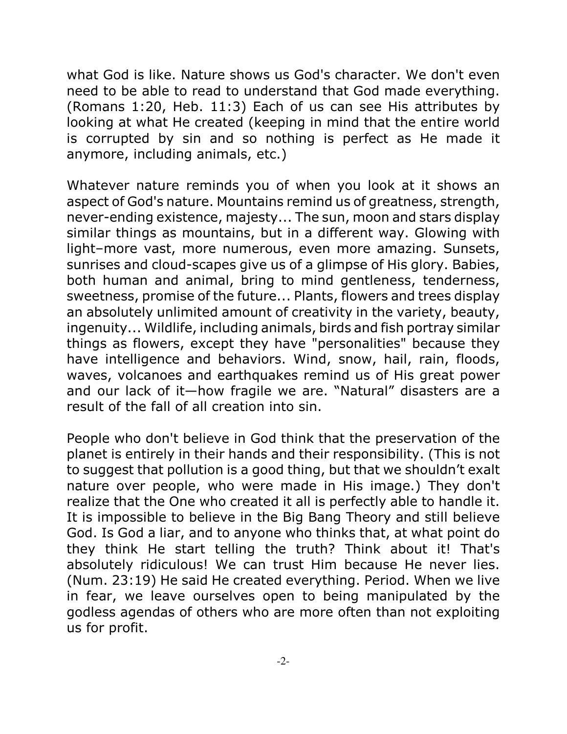what God is like. Nature shows us God's character. We don't even need to be able to read to understand that God made everything. (Romans 1:20, Heb. 11:3) Each of us can see His attributes by looking at what He created (keeping in mind that the entire world is corrupted by sin and so nothing is perfect as He made it anymore, including animals, etc.)

Whatever nature reminds you of when you look at it shows an aspect of God's nature. Mountains remind us of greatness, strength, never-ending existence, majesty... The sun, moon and stars display similar things as mountains, but in a different way. Glowing with light–more vast, more numerous, even more amazing. Sunsets, sunrises and cloud-scapes give us of a glimpse of His glory. Babies, both human and animal, bring to mind gentleness, tenderness, sweetness, promise of the future... Plants, flowers and trees display an absolutely unlimited amount of creativity in the variety, beauty, ingenuity... Wildlife, including animals, birds and fish portray similar things as flowers, except they have "personalities" because they have intelligence and behaviors. Wind, snow, hail, rain, floods, waves, volcanoes and earthquakes remind us of His great power and our lack of it—how fragile we are. "Natural" disasters are a result of the fall of all creation into sin.

People who don't believe in God think that the preservation of the planet is entirely in their hands and their responsibility. (This is not to suggest that pollution is a good thing, but that we shouldn't exalt nature over people, who were made in His image.) They don't realize that the One who created it all is perfectly able to handle it. It is impossible to believe in the Big Bang Theory and still believe God. Is God a liar, and to anyone who thinks that, at what point do they think He start telling the truth? Think about it! That's absolutely ridiculous! We can trust Him because He never lies. (Num. 23:19) He said He created everything. Period. When we live in fear, we leave ourselves open to being manipulated by the godless agendas of others who are more often than not exploiting us for profit.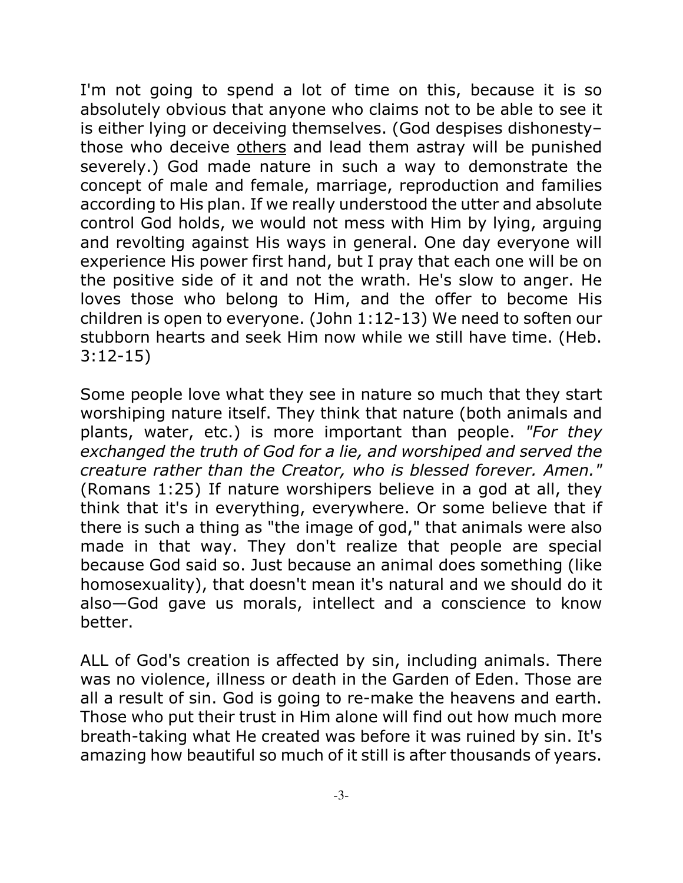I'm not going to spend a lot of time on this, because it is so absolutely obvious that anyone who claims not to be able to see it is either lying or deceiving themselves. (God despises dishonesty–those who deceive <u>others</u> and lead them astray will be punished severely.) God made nature in such a way to demonstrate the concept of male and female, marriage, reproduction and families according to His plan. If we really understood the utter and absolute control God holds, we would not mess with Him by lying, arguing and revolting against His ways in general. One day everyone will experience His power first hand, but I pray that each one will be on the positive side of it and not the wrath. He's slow to anger. He loves those who belong to Him, and the offer to become His children is open to everyone. (John 1:12-13) We need to soften our stubborn hearts and seek Him now while we still have time. (Heb. 3:12-15)

Some people love what they see in nature so much that they start worshiping nature itself. They think that nature (both animals and plants, water, etc.) is more important than people. *"For they exchanged the truth of God for a lie, and worshiped and served the creature rather than the Creator, who is blessed forever. Amen."* (Romans 1:25) If nature worshipers believe in a god at all, they think that it's in everything, everywhere. Or some believe that if there is such a thing as "the image of god," that animals were also made in that way. They don't realize that people are special because God said so. Just because an animal does something (like homosexuality), that doesn't mean it's natural and we should do it also—God gave us morals, intellect and a conscience to know better.

ALL of God's creation is affected by sin, including animals. There was no violence, illness or death in the Garden of Eden. Those are all a result of sin. God is going to re-make the heavens and earth. Those who put their trust in Him alone will find out how much more breath-taking what He created was before it was ruined by sin. It's amazing how beautiful so much of it still is after thousands of years.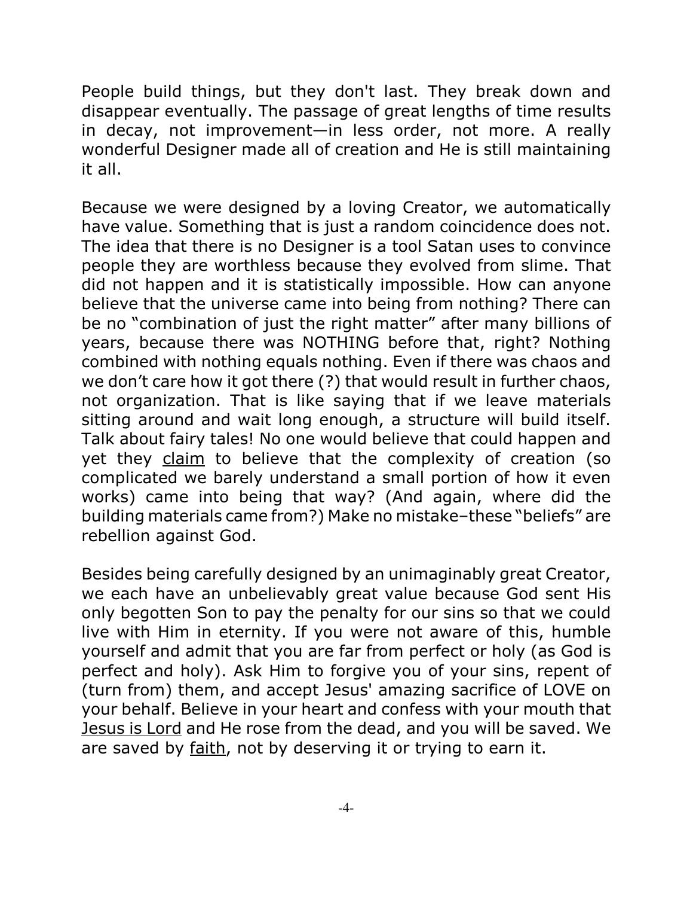People build things, but they don't last. They break down and disappear eventually. The passage of great lengths of time results in decay, not improvement—in less order, not more. A really wonderful Designer made all of creation and He is still maintaining it all.

Because we were designed by a loving Creator, we automatically have value. Something that is just a random coincidence does not. The idea that there is no Designer is a tool Satan uses to convince people they are worthless because they evolved from slime. That did not happen and it is statistically impossible. How can anyone believe that the universe came into being from nothing? There can be no "combination of just the right matter" after many billions of years, because there was NOTHING before that, right? Nothing combined with nothing equals nothing. Even if there was chaos and we don't care how it got there (?) that would result in further chaos, not organization. That is like saying that if we leave materials sitting around and wait long enough, a structure will build itself. Talk about fairy tales! No one would believe that could happen and yet they <u>claim</u> to believe that the complexity of creation (so complicated we barely understand a small portion of how it even works) came into being that way? (And again, where did the building materials came from?) Make no mistake–these "beliefs" are rebellion against God.

Besides being carefully designed by an unimaginably great Creator, we each have an unbelievably great value because God sent His only begotten Son to pay the penalty for our sins so that we could live with Him in eternity. If you were not aware of this, humble yourself and admit that you are far from perfect or holy (as God is perfect and holy). Ask Him to forgive you of your sins, repent of (turn from) them, and accept Jesus' amazing sacrifice of LOVE on your behalf. Believe in your heart and confess with your mouth that <u>Jesus is Lord</u> and He rose from the dead, and you will be saved. We are saved by <u>faith</u>, not by deserving it or trying to earn it.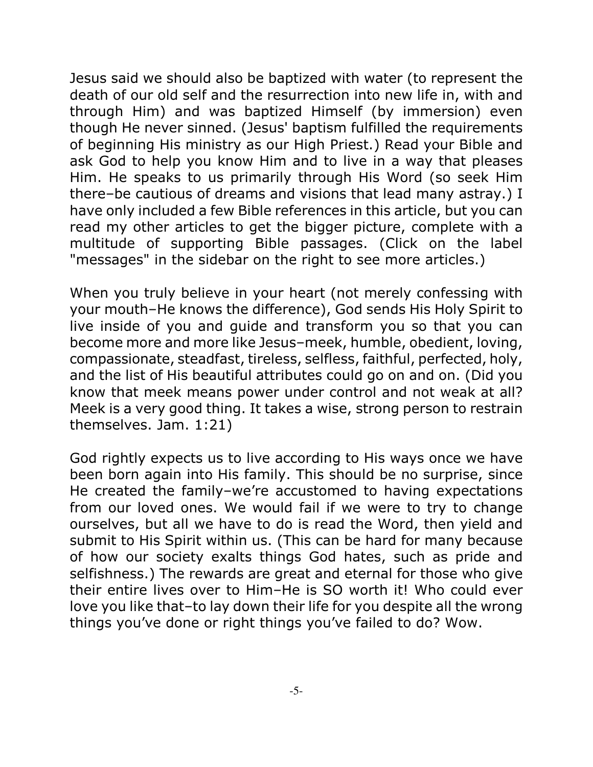Jesus said we should also be baptized with water (to represent the death of our old self and the resurrection into new life in, with and through Him) and was baptized Himself (by immersion) even though He never sinned. (Jesus' baptism fulfilled the requirements of beginning His ministry as our High Priest.) Read your Bible and ask God to help you know Him and to live in a way that pleases Him. He speaks to us primarily through His Word (so seek Him there–be cautious of dreams and visions that lead many astray.) I have only included a few Bible references in this article, but you can read my other articles to get the bigger picture, complete with a multitude of supporting Bible passages. (Click on the label "messages" in the sidebar on the right to see more articles.)

When you truly believe in your heart (not merely confessing with your mouth–He knows the difference), God sends His Holy Spirit to live inside of you and guide and transform you so that you can become more and more like Jesus–meek, humble, obedient, loving, compassionate, steadfast, tireless, selfless, faithful, perfected, holy, and the list of His beautiful attributes could go on and on. (Did you know that meek means power under control and not weak at all? Meek is a very good thing. It takes a wise, strong person to restrain themselves. Jam. 1:21)

God rightly expects us to live according to His ways once we have been born again into His family. This should be no surprise, since He created the family–we're accustomed to having expectations from our loved ones. We would fail if we were to try to change ourselves, but all we have to do is read the Word, then yield and submit to His Spirit within us. (This can be hard for many because of how our society exalts things God hates, such as pride and selfishness.) The rewards are great and eternal for those who give their entire lives over to Him–He is SO worth it! Who could ever love you like that–to lay down their life for you despite all the wrong things you've done or right things you've failed to do? Wow.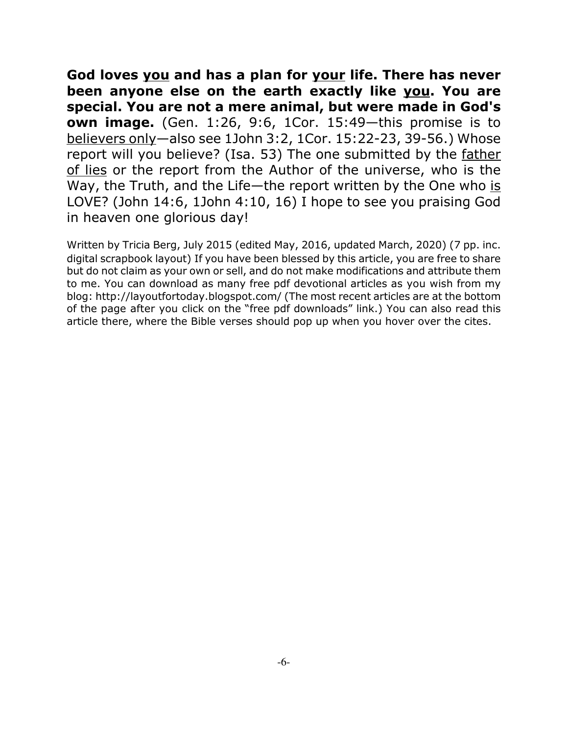**God loves <u>you</u> and has a plan for <u>your</u> life. There has never been anyone else on the earth exactly like <u>you</u>. You are special. You are not a mere animal, but were made in God's own image.** (Gen. 1:26, 9:6, 1Cor. 15:49—this promise is to <u>believers only</u>—also see 1John 3:2, 1Cor. 15:22-23, 39-56.) Whose report will you believe? (Isa. 53) The one submitted by the <u>father of lies</u> or the report from the Author of the universe, who is the Way, the Truth, and the Life—the report written by the One who <u>is</u> LOVE? (John 14:6, 1John 4:10, 16) I hope to see you praising God in heaven one glorious day!

Written by Tricia Berg, July 2015 (edited May, 2016, updated March, 2020) (7 pp. inc. digital scrapbook layout) If you have been blessed by this article, you are free to share but do not claim as your own or sell, and do not make modifications and attribute them to me. You can download as many free pdf devotional articles as you wish from my blog: http://layoutfortoday.blogspot.com/ (The most recent articles are at the bottom of the page after you click on the "free pdf downloads" link.) You can also read this article there, where the Bible verses should pop up when you hover over the cites.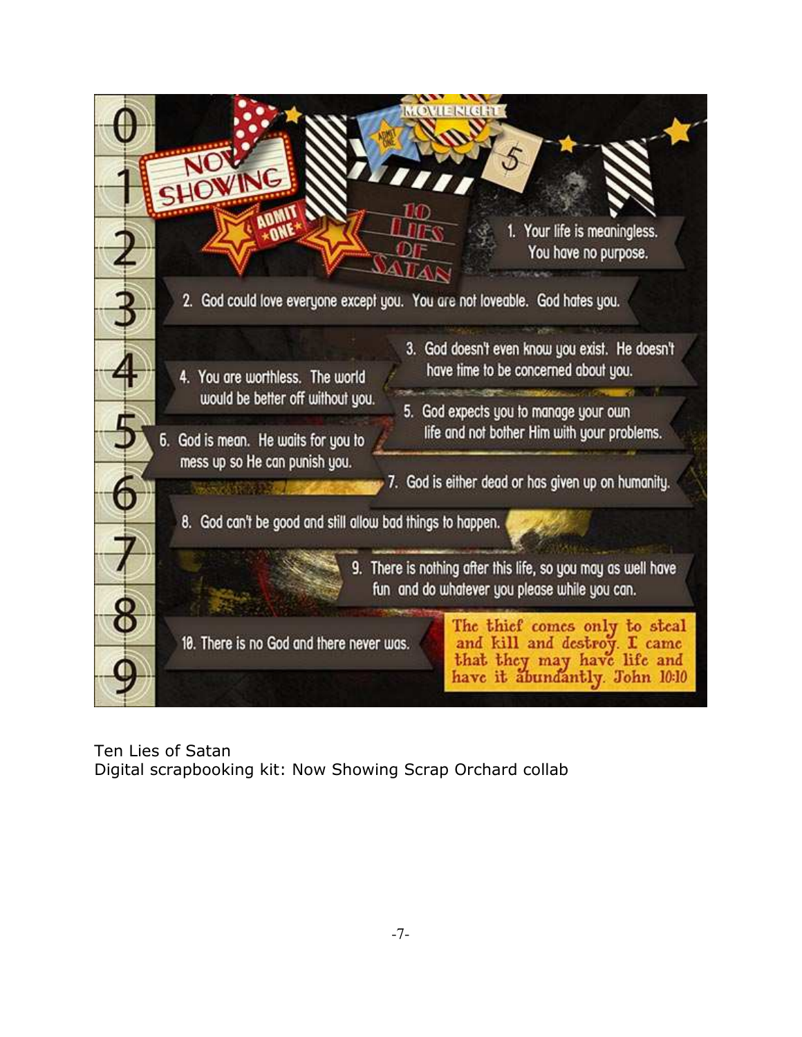NOW SHOWING

ADMIT ONE

MOVIE NIGHT

# 10 LIES OF SATAN

1. Your life is meaningless. You have no purpose.
2. God could love everyone except you. You are not loveable. God hates you.
3. God doesn't even know you exist. He doesn't have time to be concerned about you.
4. You are worthless. The world would be better off without you.
5. God expects you to manage your own life and not bother Him with your problems.
6. God is mean. He waits for you to mess up so He can punish you.
7. God is either dead or has given up on humanity.
8. God can't be good and still allow bad things to happen.
9. There is nothing after this life, so you may as well have fun and do whatever you please while you can.
10. There is no God and there never was.

The thief comes only to steal and kill and destroy. I came that they may have life and have it abundantly. John 10:10

Ten Lies of Satan
Digital scrapbooking kit: Now Showing Scrap Orchard collab